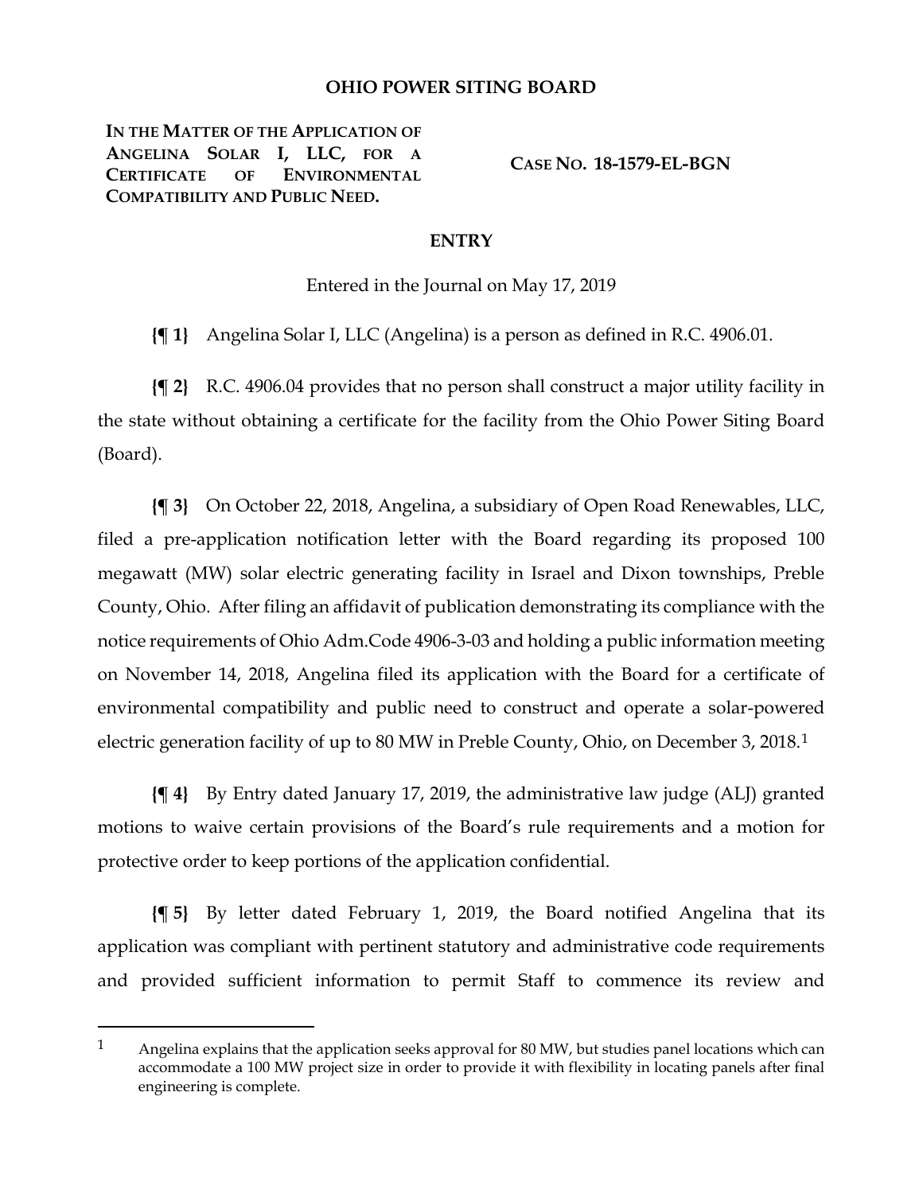# OHIO POWER SITING BOARD

**IN THE MATTER OF THE APPLICATION OF ANGELINA SOLAR I, LLC, FOR A CERTIFICATE OF ENVIRONMENTAL COMPATIBILITY AND PUBLIC NEED.**

**CASE NO. 18-1579-EL-BGN**

## ENTRY

Entered in the Journal on May 17, 2019

**{¶ 1}** Angelina Solar I, LLC (Angelina) is a person as defined in R.C. 4906.01.

**{¶ 2}** R.C. 4906.04 provides that no person shall construct a major utility facility in the state without obtaining a certificate for the facility from the Ohio Power Siting Board (Board).

**{¶ 3}** On October 22, 2018, Angelina, a subsidiary of Open Road Renewables, LLC, filed a pre-application notification letter with the Board regarding its proposed 100 megawatt (MW) solar electric generating facility in Israel and Dixon townships, Preble County, Ohio. After filing an affidavit of publication demonstrating its compliance with the notice requirements of Ohio Adm.Code 4906-3-03 and holding a public information meeting on November 14, 2018, Angelina filed its application with the Board for a certificate of environmental compatibility and public need to construct and operate a solar-powered electric generation facility of up to 80 MW in Preble County, Ohio, on December 3, 2018.[1]

**{¶ 4}** By Entry dated January 17, 2019, the administrative law judge (ALJ) granted motions to waive certain provisions of the Board's rule requirements and a motion for protective order to keep portions of the application confidential.

**{¶ 5}** By letter dated February 1, 2019, the Board notified Angelina that its application was compliant with pertinent statutory and administrative code requirements and provided sufficient information to permit Staff to commence its review and

---

[1] Angelina explains that the application seeks approval for 80 MW, but studies panel locations which can accommodate a 100 MW project size in order to provide it with flexibility in locating panels after final engineering is complete.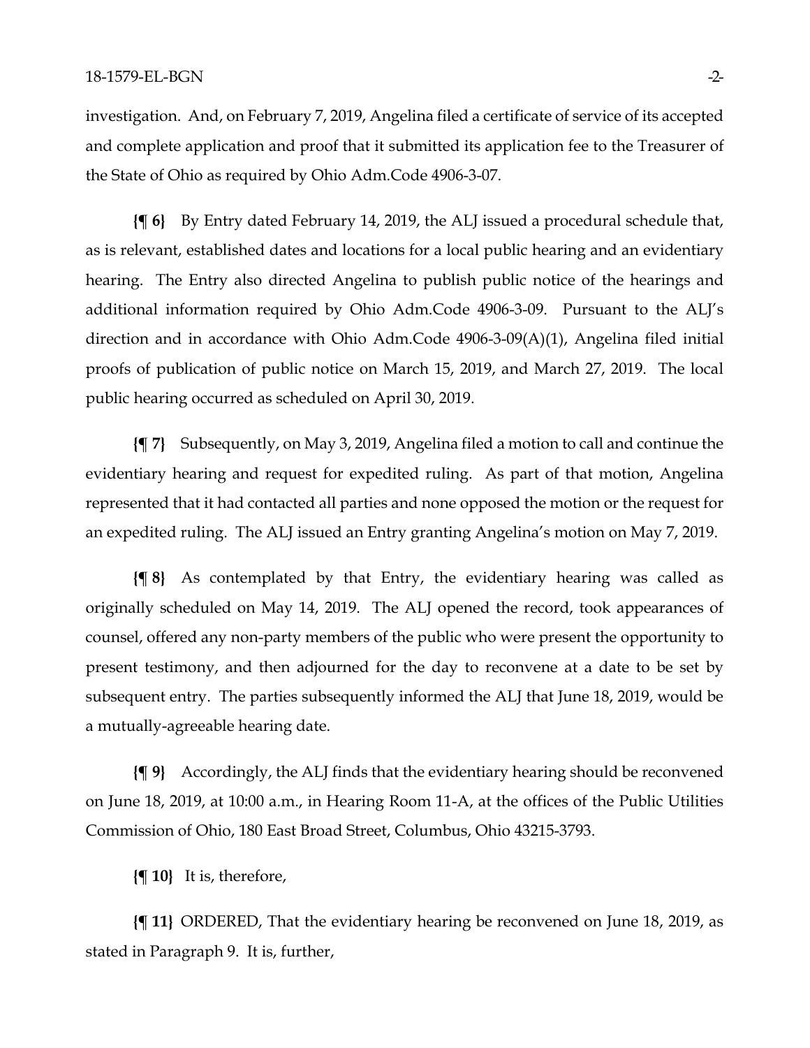investigation. And, on February 7, 2019, Angelina filed a certificate of service of its accepted and complete application and proof that it submitted its application fee to the Treasurer of the State of Ohio as required by Ohio Adm.Code 4906-3-07.

**{¶ 6}** By Entry dated February 14, 2019, the ALJ issued a procedural schedule that, as is relevant, established dates and locations for a local public hearing and an evidentiary hearing. The Entry also directed Angelina to publish public notice of the hearings and additional information required by Ohio Adm.Code 4906-3-09. Pursuant to the ALJ's direction and in accordance with Ohio Adm.Code 4906-3-09(A)(1), Angelina filed initial proofs of publication of public notice on March 15, 2019, and March 27, 2019. The local public hearing occurred as scheduled on April 30, 2019.

**{¶ 7}** Subsequently, on May 3, 2019, Angelina filed a motion to call and continue the evidentiary hearing and request for expedited ruling. As part of that motion, Angelina represented that it had contacted all parties and none opposed the motion or the request for an expedited ruling. The ALJ issued an Entry granting Angelina's motion on May 7, 2019.

**{¶ 8}** As contemplated by that Entry, the evidentiary hearing was called as originally scheduled on May 14, 2019. The ALJ opened the record, took appearances of counsel, offered any non-party members of the public who were present the opportunity to present testimony, and then adjourned for the day to reconvene at a date to be set by subsequent entry. The parties subsequently informed the ALJ that June 18, 2019, would be a mutually-agreeable hearing date.

**{¶ 9}** Accordingly, the ALJ finds that the evidentiary hearing should be reconvened on June 18, 2019, at 10:00 a.m., in Hearing Room 11-A, at the offices of the Public Utilities Commission of Ohio, 180 East Broad Street, Columbus, Ohio 43215-3793.

**{¶ 10}** It is, therefore,

**{¶ 11}** ORDERED, That the evidentiary hearing be reconvened on June 18, 2019, as stated in Paragraph 9. It is, further,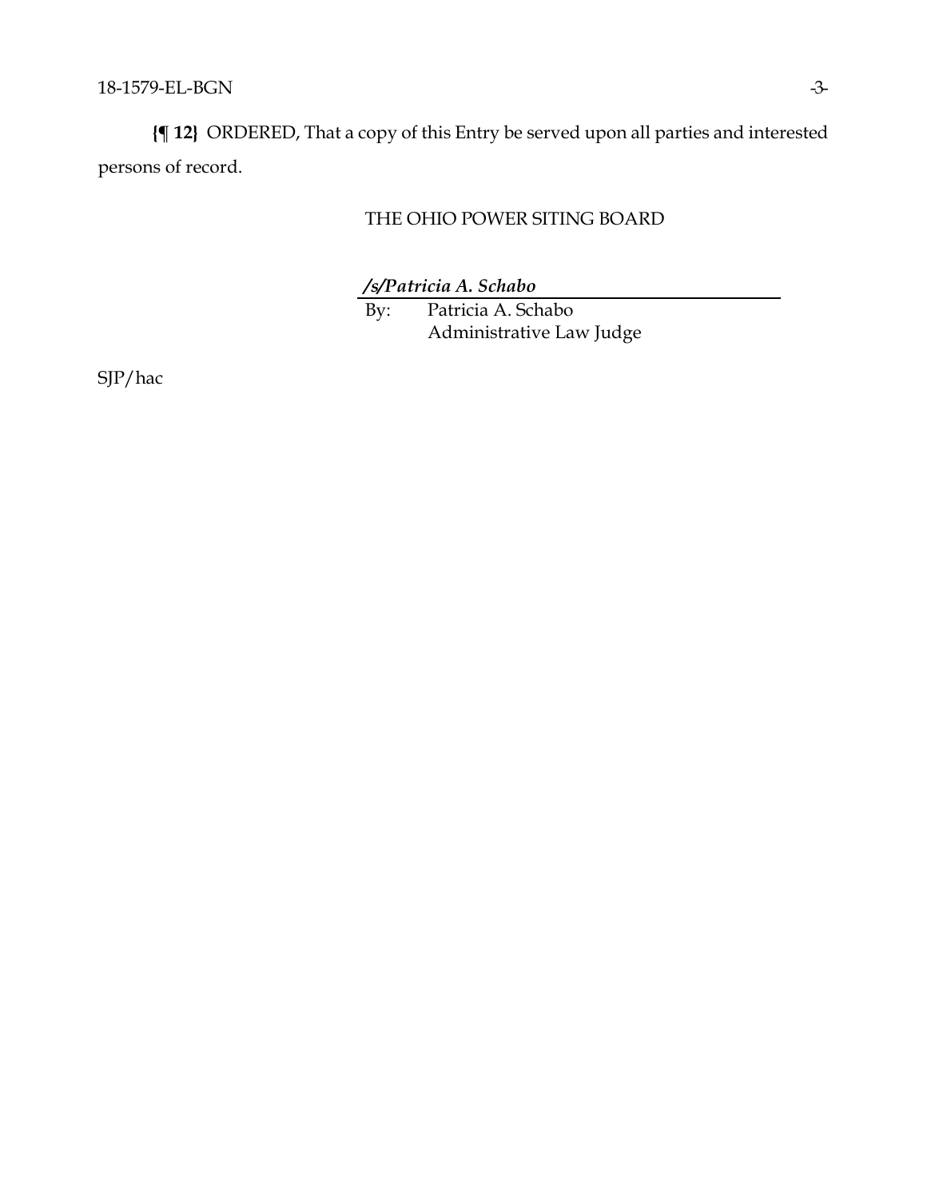**{¶ 12}** ORDERED, That a copy of this Entry be served upon all parties and interested persons of record.

THE OHIO POWER SITING BOARD

***/s/Patricia A. Schabo***

By: Patricia A. Schabo
Administrative Law Judge

SJP/hac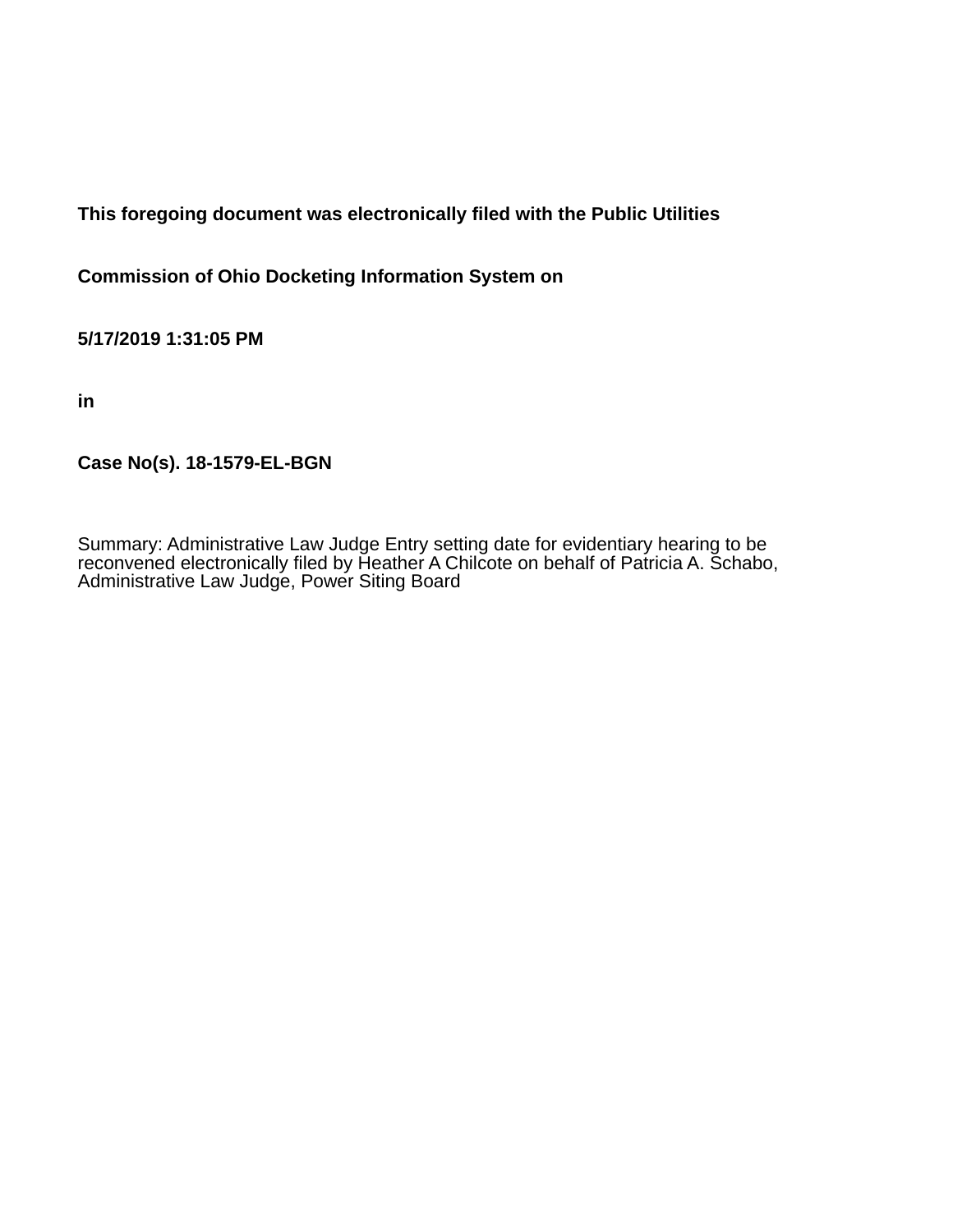**This foregoing document was electronically filed with the Public Utilities**

**Commission of Ohio Docketing Information System on**

**5/17/2019 1:31:05 PM**

**in**

**Case No(s). 18-1579-EL-BGN**

Summary: Administrative Law Judge Entry setting date for evidentiary hearing to be reconvened electronically filed by Heather A Chilcote on behalf of Patricia A. Schabo, Administrative Law Judge, Power Siting Board